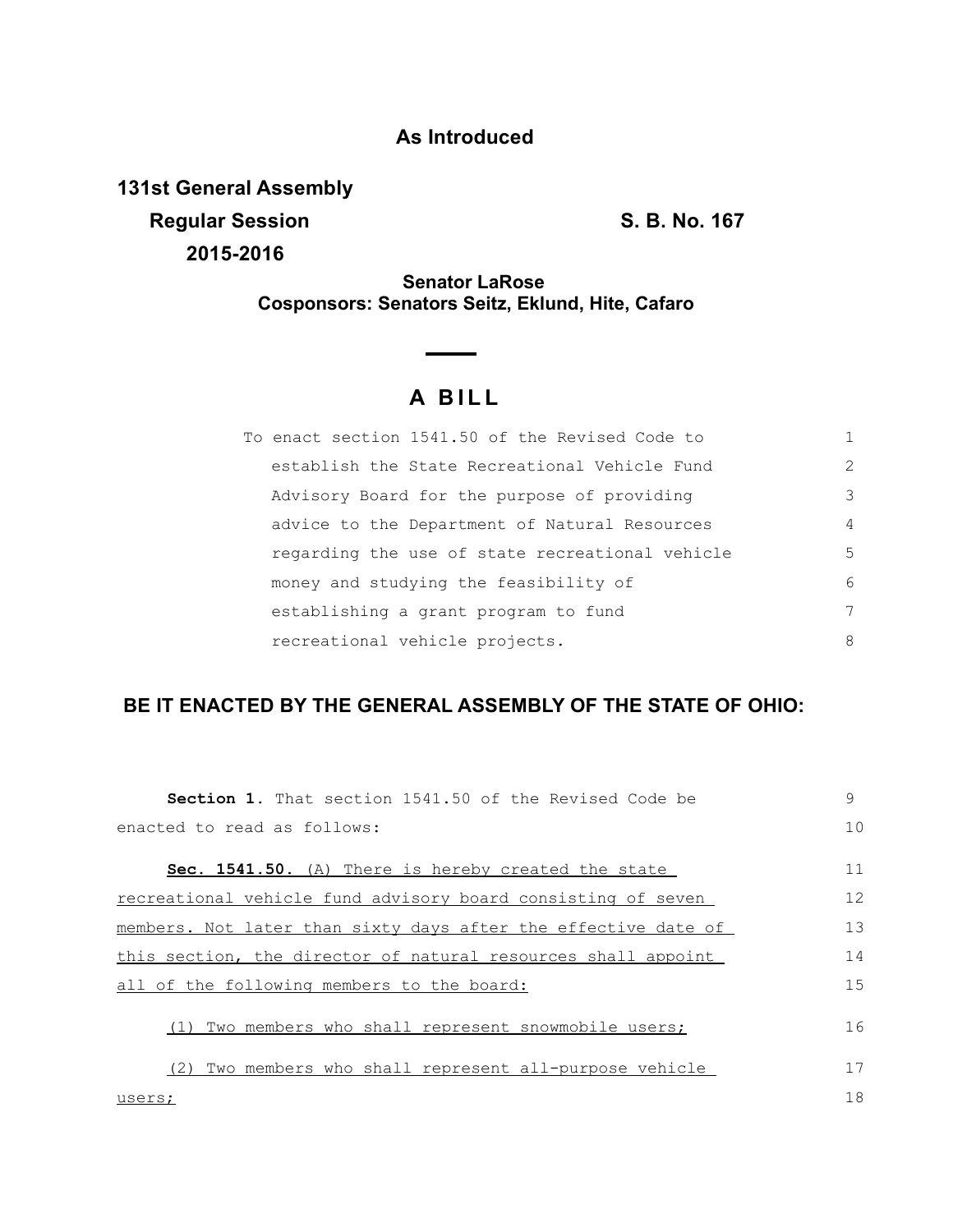**As Introduced**

**131st General Assembly**

**Regular Session** **S. B. No. 167**

**2015-2016**

**Senator LaRose**
**Cosponsors: Senators Seitz, Eklund, Hite, Cafaro**

# A BILL

To enact section 1541.50 of the Revised Code to establish the State Recreational Vehicle Fund Advisory Board for the purpose of providing advice to the Department of Natural Resources regarding the use of state recreational vehicle money and studying the feasibility of establishing a grant program to fund recreational vehicle projects.

**BE IT ENACTED BY THE GENERAL ASSEMBLY OF THE STATE OF OHIO:**

**Section 1.** That section 1541.50 of the Revised Code be enacted to read as follows:

**Sec. 1541.50.** (A) There is hereby created the state recreational vehicle fund advisory board consisting of seven members. Not later than sixty days after the effective date of this section, the director of natural resources shall appoint all of the following members to the board:

(1) Two members who shall represent snowmobile users;

(2) Two members who shall represent all-purpose vehicle users;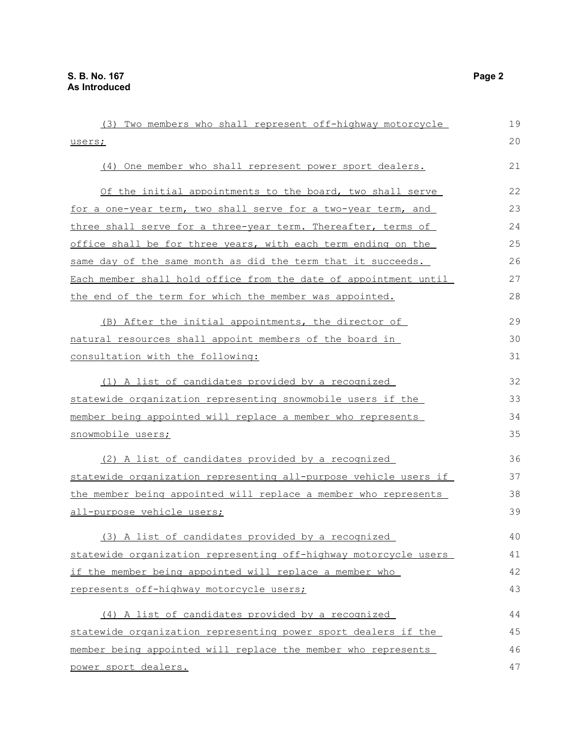(3) Two members who shall represent off-highway motorcycle users;

(4) One member who shall represent power sport dealers.

Of the initial appointments to the board, two shall serve for a one-year term, two shall serve for a two-year term, and three shall serve for a three-year term. Thereafter, terms of office shall be for three years, with each term ending on the same day of the same month as did the term that it succeeds. Each member shall hold office from the date of appointment until the end of the term for which the member was appointed.

(B) After the initial appointments, the director of natural resources shall appoint members of the board in consultation with the following:

(1) A list of candidates provided by a recognized statewide organization representing snowmobile users if the member being appointed will replace a member who represents snowmobile users;

(2) A list of candidates provided by a recognized statewide organization representing all-purpose vehicle users if the member being appointed will replace a member who represents all-purpose vehicle users;

(3) A list of candidates provided by a recognized statewide organization representing off-highway motorcycle users if the member being appointed will replace a member who represents off-highway motorcycle users;

(4) A list of candidates provided by a recognized statewide organization representing power sport dealers if the member being appointed will replace the member who represents power sport dealers.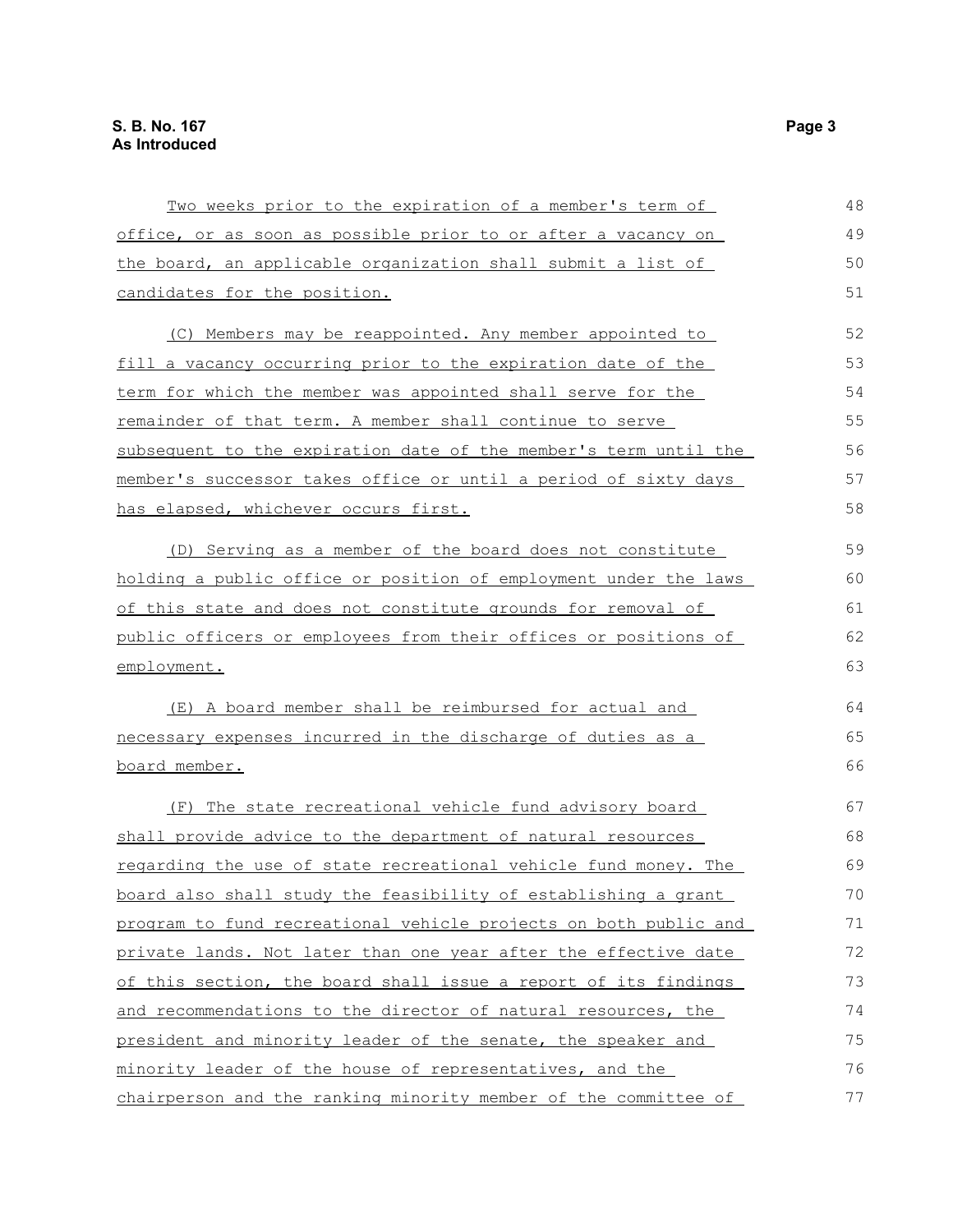Two weeks prior to the expiration of a member's term of office, or as soon as possible prior to or after a vacancy on the board, an applicable organization shall submit a list of candidates for the position.

(C) Members may be reappointed. Any member appointed to fill a vacancy occurring prior to the expiration date of the term for which the member was appointed shall serve for the remainder of that term. A member shall continue to serve subsequent to the expiration date of the member's term until the member's successor takes office or until a period of sixty days has elapsed, whichever occurs first.

(D) Serving as a member of the board does not constitute holding a public office or position of employment under the laws of this state and does not constitute grounds for removal of public officers or employees from their offices or positions of employment.

(E) A board member shall be reimbursed for actual and necessary expenses incurred in the discharge of duties as a board member.

(F) The state recreational vehicle fund advisory board shall provide advice to the department of natural resources regarding the use of state recreational vehicle fund money. The board also shall study the feasibility of establishing a grant program to fund recreational vehicle projects on both public and private lands. Not later than one year after the effective date of this section, the board shall issue a report of its findings and recommendations to the director of natural resources, the president and minority leader of the senate, the speaker and minority leader of the house of representatives, and the chairperson and the ranking minority member of the committee of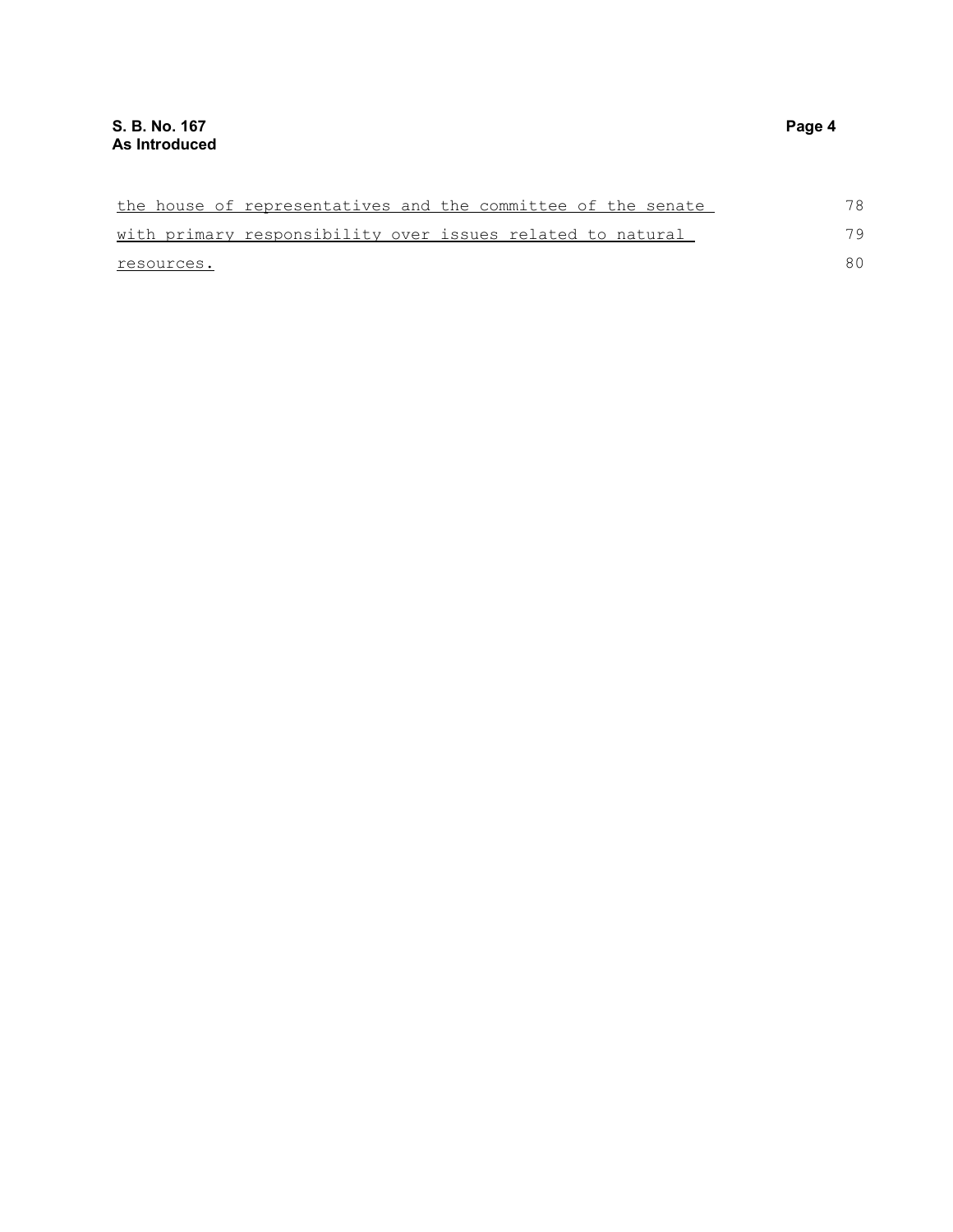the house of representatives and the committee of the senate with primary responsibility over issues related to natural resources.